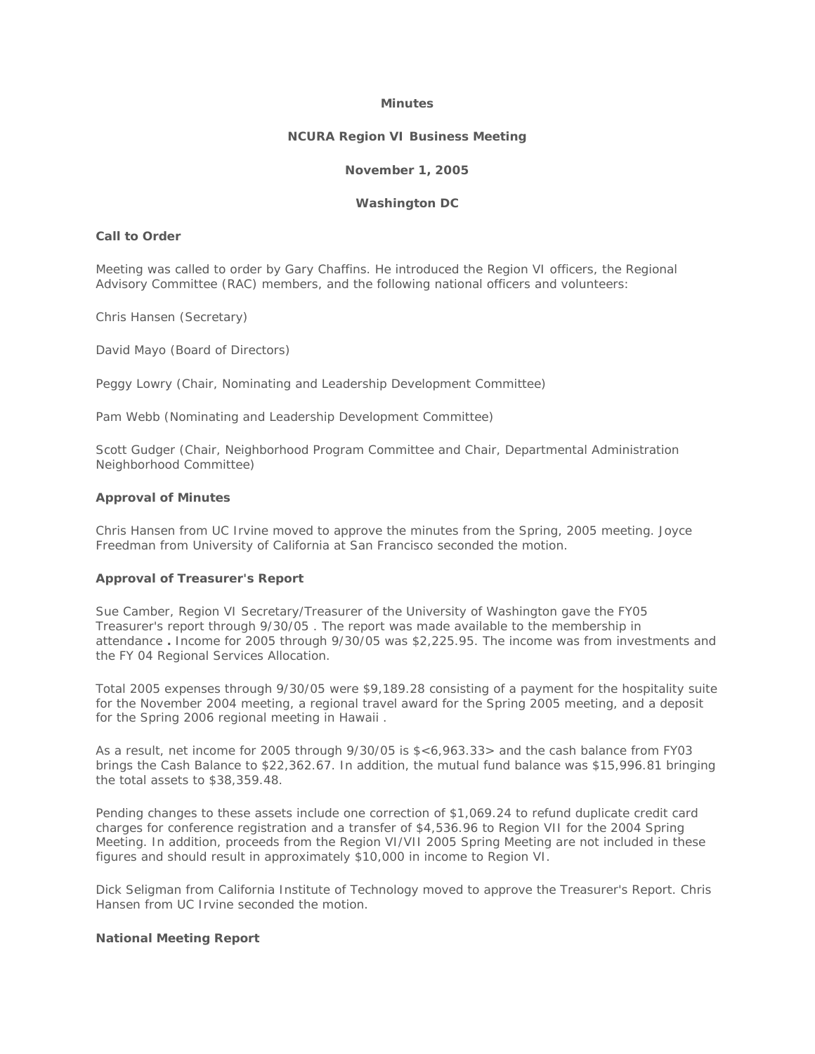**Minutes**

**NCURA Region VI Business Meeting**

**November 1, 2005**

**Washington DC**

**Call to Order**

Meeting was called to order by Gary Chaffins. He introduced the Region VI officers, the Regional Advisory Committee (RAC) members, and the following national officers and volunteers:

Chris Hansen (Secretary)

David Mayo (Board of Directors)

Peggy Lowry (Chair, Nominating and Leadership Development Committee)

Pam Webb (Nominating and Leadership Development Committee)

Scott Gudger (Chair, Neighborhood Program Committee and Chair, Departmental Administration Neighborhood Committee)

**Approval of Minutes**

Chris Hansen from UC Irvine moved to approve the minutes from the Spring, 2005 meeting. Joyce Freedman from University of California at San Francisco seconded the motion.

**Approval of Treasurer's Report**

Sue Camber, Region VI Secretary/Treasurer of the University of Washington gave the FY05 Treasurer's report through 9/30/05 . The report was made available to the membership in attendance **.** Income for 2005 through 9/30/05 was $2,225.95. The income was from investments and the FY 04 Regional Services Allocation.

Total 2005 expenses through 9/30/05 were $9,189.28 consisting of a payment for the hospitality suite for the November 2004 meeting, a regional travel award for the Spring 2005 meeting, and a deposit for the Spring 2006 regional meeting in Hawaii .

As a result, net income for 2005 through 9/30/05 is $<6,963.33> and the cash balance from FY03 brings the Cash Balance to $22,362.67. In addition, the mutual fund balance was $15,996.81 bringing the total assets to $38,359.48.

Pending changes to these assets include one correction of $1,069.24 to refund duplicate credit card charges for conference registration and a transfer of $4,536.96 to Region VII for the 2004 Spring Meeting. In addition, proceeds from the Region VI/VII 2005 Spring Meeting are not included in these figures and should result in approximately $10,000 in income to Region VI.

Dick Seligman from California Institute of Technology moved to approve the Treasurer's Report. Chris Hansen from UC Irvine seconded the motion.

**National Meeting Report**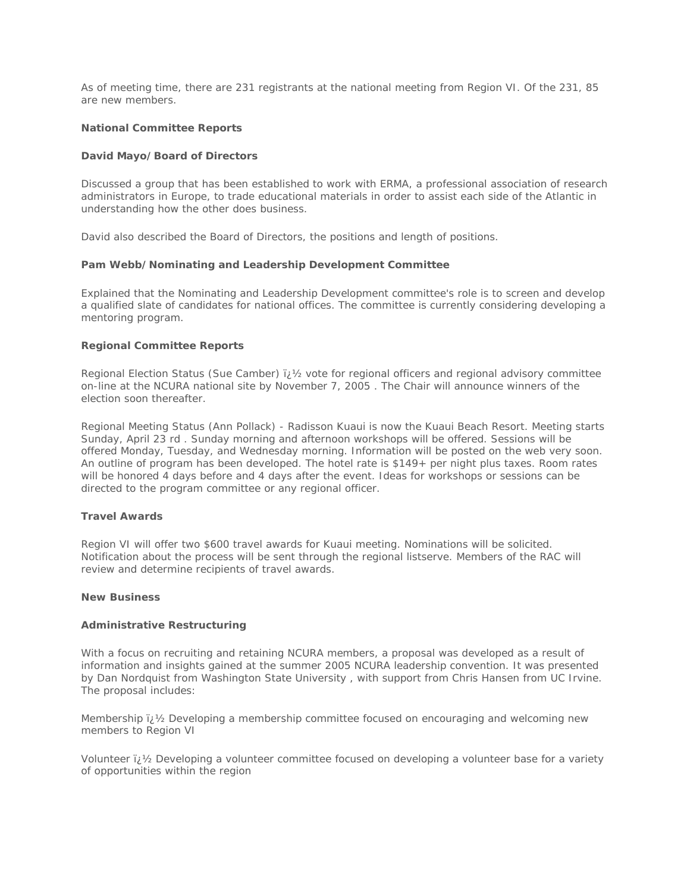As of meeting time, there are 231 registrants at the national meeting from Region VI. Of the 231, 85 are new members.

**National Committee Reports**

**David Mayo/Board of Directors**

Discussed a group that has been established to work with ERMA, a professional association of research administrators in Europe, to trade educational materials in order to assist each side of the Atlantic in understanding how the other does business.

David also described the Board of Directors, the positions and length of positions.

**Pam Webb/Nominating and Leadership Development Committee**

Explained that the Nominating and Leadership Development committee's role is to screen and develop a qualified slate of candidates for national offices. The committee is currently considering developing a mentoring program.

**Regional Committee Reports**

Regional Election Status (Sue Camber) ï¿½ vote for regional officers and regional advisory committee on-line at the NCURA national site by November 7, 2005 . The Chair will announce winners of the election soon thereafter.

Regional Meeting Status (Ann Pollack) - Radisson Kuaui is now the Kuaui Beach Resort. Meeting starts Sunday, April 23 rd . Sunday morning and afternoon workshops will be offered. Sessions will be offered Monday, Tuesday, and Wednesday morning. Information will be posted on the web very soon. An outline of program has been developed. The hotel rate is $149+ per night plus taxes. Room rates will be honored 4 days before and 4 days after the event. Ideas for workshops or sessions can be directed to the program committee or any regional officer.

**Travel Awards**

Region VI will offer two $600 travel awards for Kuaui meeting. Nominations will be solicited. Notification about the process will be sent through the regional listserve. Members of the RAC will review and determine recipients of travel awards.

**New Business**

**Administrative Restructuring**

With a focus on recruiting and retaining NCURA members, a proposal was developed as a result of information and insights gained at the summer 2005 NCURA leadership convention. It was presented by Dan Nordquist from Washington State University , with support from Chris Hansen from UC Irvine. The proposal includes:

Membership ï¿½ Developing a membership committee focused on encouraging and welcoming new members to Region VI

Volunteer ï¿½ Developing a volunteer committee focused on developing a volunteer base for a variety of opportunities within the region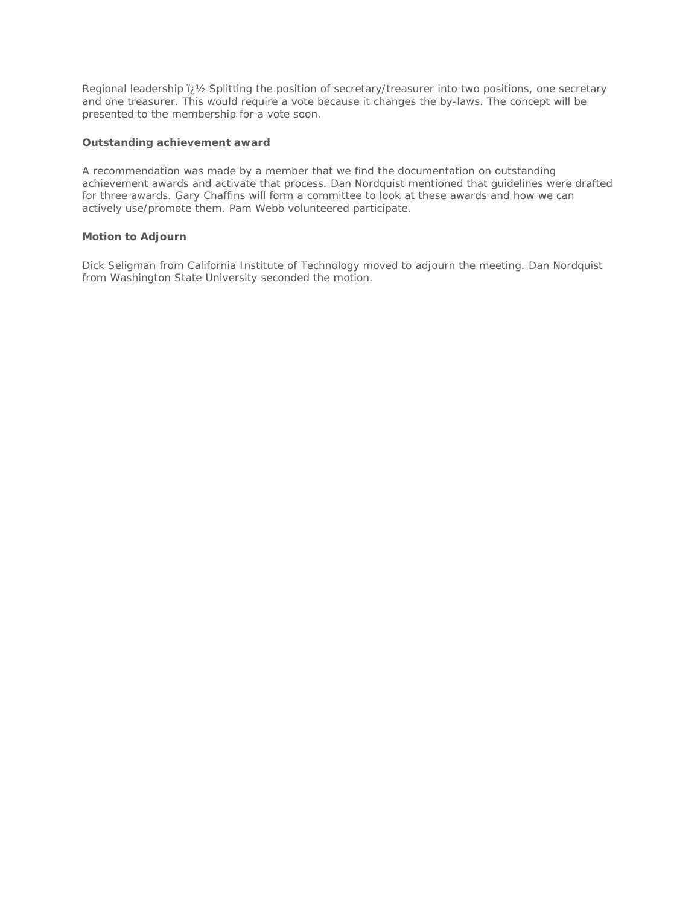Regional leadership ï¿½ Splitting the position of secretary/treasurer into two positions, one secretary and one treasurer. This would require a vote because it changes the by-laws. The concept will be presented to the membership for a vote soon.

**Outstanding achievement award**

A recommendation was made by a member that we find the documentation on outstanding achievement awards and activate that process. Dan Nordquist mentioned that guidelines were drafted for three awards. Gary Chaffins will form a committee to look at these awards and how we can actively use/promote them. Pam Webb volunteered participate.

**Motion to Adjourn**

Dick Seligman from California Institute of Technology moved to adjourn the meeting. Dan Nordquist from Washington State University seconded the motion.